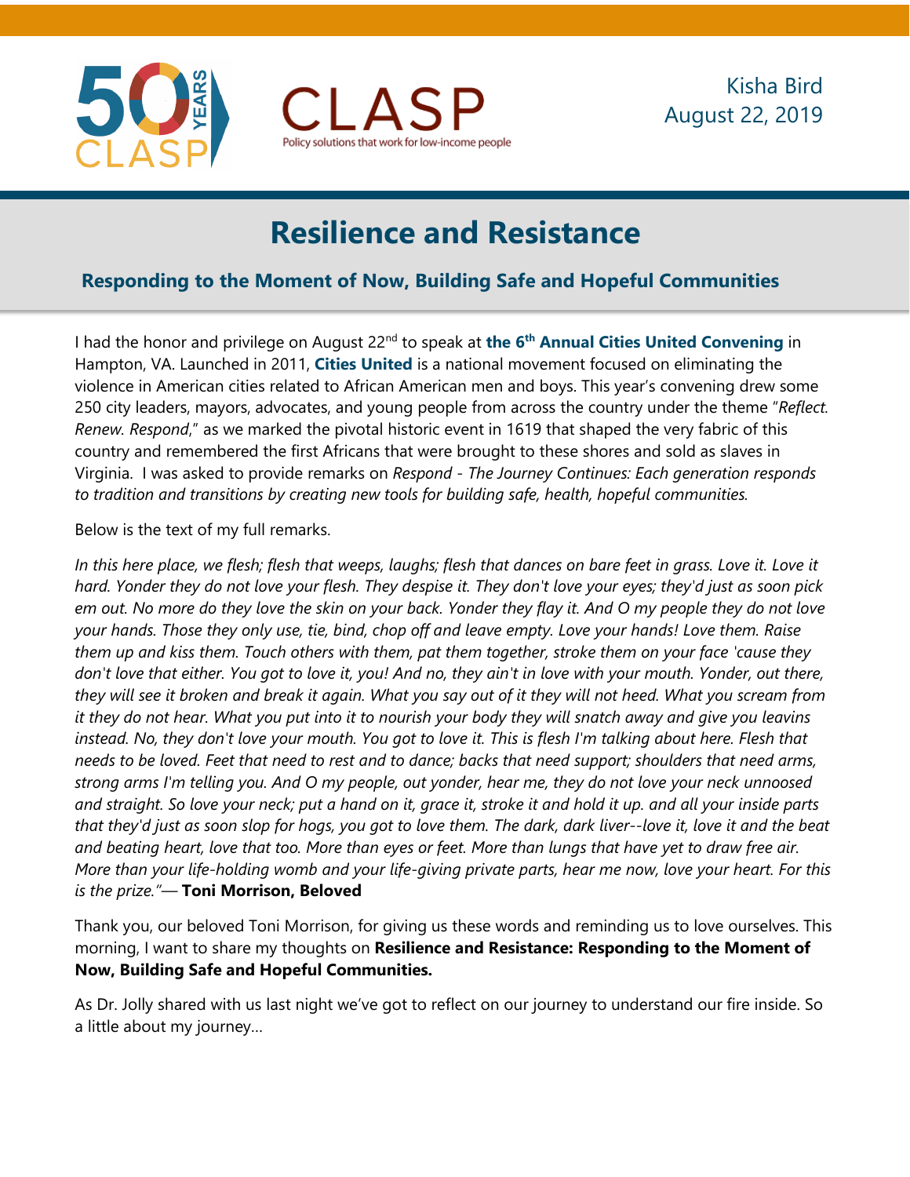Kisha Bird
August 22, 2019

# Resilience and Resistance

## Responding to the Moment of Now, Building Safe and Hopeful Communities

I had the honor and privilege on August 22nd to speak at **the 6th Annual Cities United Convening** in Hampton, VA. Launched in 2011, **Cities United** is a national movement focused on eliminating the violence in American cities related to African American men and boys. This year's convening drew some 250 city leaders, mayors, advocates, and young people from across the country under the theme "*Reflect. Renew. Respond*," as we marked the pivotal historic event in 1619 that shaped the very fabric of this country and remembered the first Africans that were brought to these shores and sold as slaves in Virginia. I was asked to provide remarks on *Respond - The Journey Continues: Each generation responds to tradition and transitions by creating new tools for building safe, health, hopeful communities.*

Below is the text of my full remarks.

*In this here place, we flesh; flesh that weeps, laughs; flesh that dances on bare feet in grass. Love it. Love it hard. Yonder they do not love your flesh. They despise it. They don't love your eyes; they'd just as soon pick em out. No more do they love the skin on your back. Yonder they flay it. And O my people they do not love your hands. Those they only use, tie, bind, chop off and leave empty. Love your hands! Love them. Raise them up and kiss them. Touch others with them, pat them together, stroke them on your face 'cause they don't love that either. You got to love it, you! And no, they ain't in love with your mouth. Yonder, out there, they will see it broken and break it again. What you say out of it they will not heed. What you scream from it they do not hear. What you put into it to nourish your body they will snatch away and give you leavins instead. No, they don't love your mouth. You got to love it. This is flesh I'm talking about here. Flesh that needs to be loved. Feet that need to rest and to dance; backs that need support; shoulders that need arms, strong arms I'm telling you. And O my people, out yonder, hear me, they do not love your neck unnoosed and straight. So love your neck; put a hand on it, grace it, stroke it and hold it up. and all your inside parts that they'd just as soon slop for hogs, you got to love them. The dark, dark liver--love it, love it and the beat and beating heart, love that too. More than eyes or feet. More than lungs that have yet to draw free air. More than your life-holding womb and your life-giving private parts, hear me now, love your heart. For this is the prize."*— **Toni Morrison, Beloved**

Thank you, our beloved Toni Morrison, for giving us these words and reminding us to love ourselves. This morning, I want to share my thoughts on **Resilience and Resistance: Responding to the Moment of Now, Building Safe and Hopeful Communities.**

As Dr. Jolly shared with us last night we've got to reflect on our journey to understand our fire inside. So a little about my journey…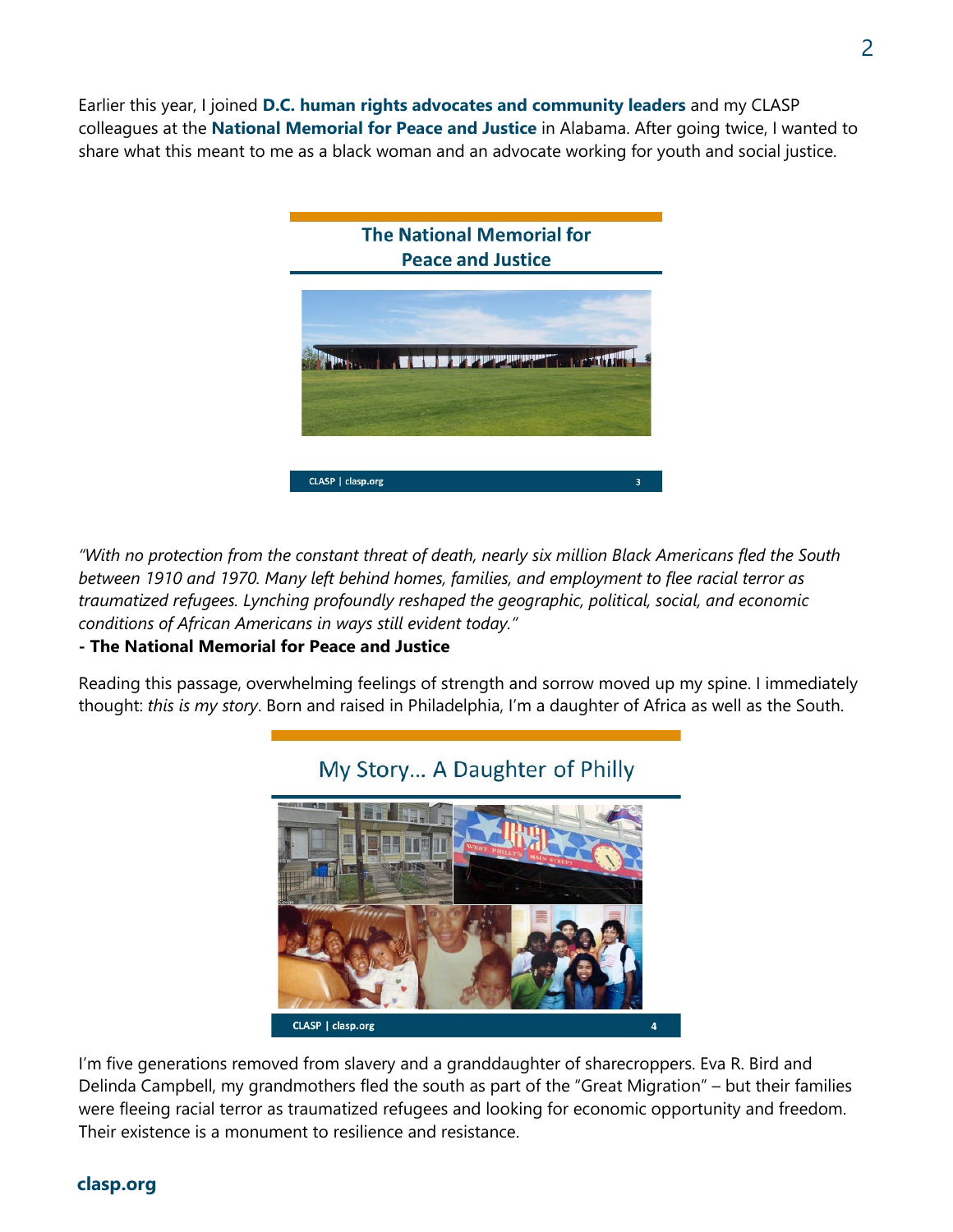Earlier this year, I joined **D.C. human rights advocates and community leaders** and my CLASP colleagues at the **National Memorial for Peace and Justice** in Alabama. After going twice, I wanted to share what this meant to me as a black woman and an advocate working for youth and social justice.

*"With no protection from the constant threat of death, nearly six million Black Americans fled the South between 1910 and 1970. Many left behind homes, families, and employment to flee racial terror as traumatized refugees. Lynching profoundly reshaped the geographic, political, social, and economic conditions of African Americans in ways still evident today."*

**- The National Memorial for Peace and Justice**

Reading this passage, overwhelming feelings of strength and sorrow moved up my spine. I immediately thought: *this is my story*. Born and raised in Philadelphia, I'm a daughter of Africa as well as the South.

I'm five generations removed from slavery and a granddaughter of sharecroppers. Eva R. Bird and Delinda Campbell, my grandmothers fled the south as part of the "Great Migration" – but their families were fleeing racial terror as traumatized refugees and looking for economic opportunity and freedom. Their existence is a monument to resilience and resistance.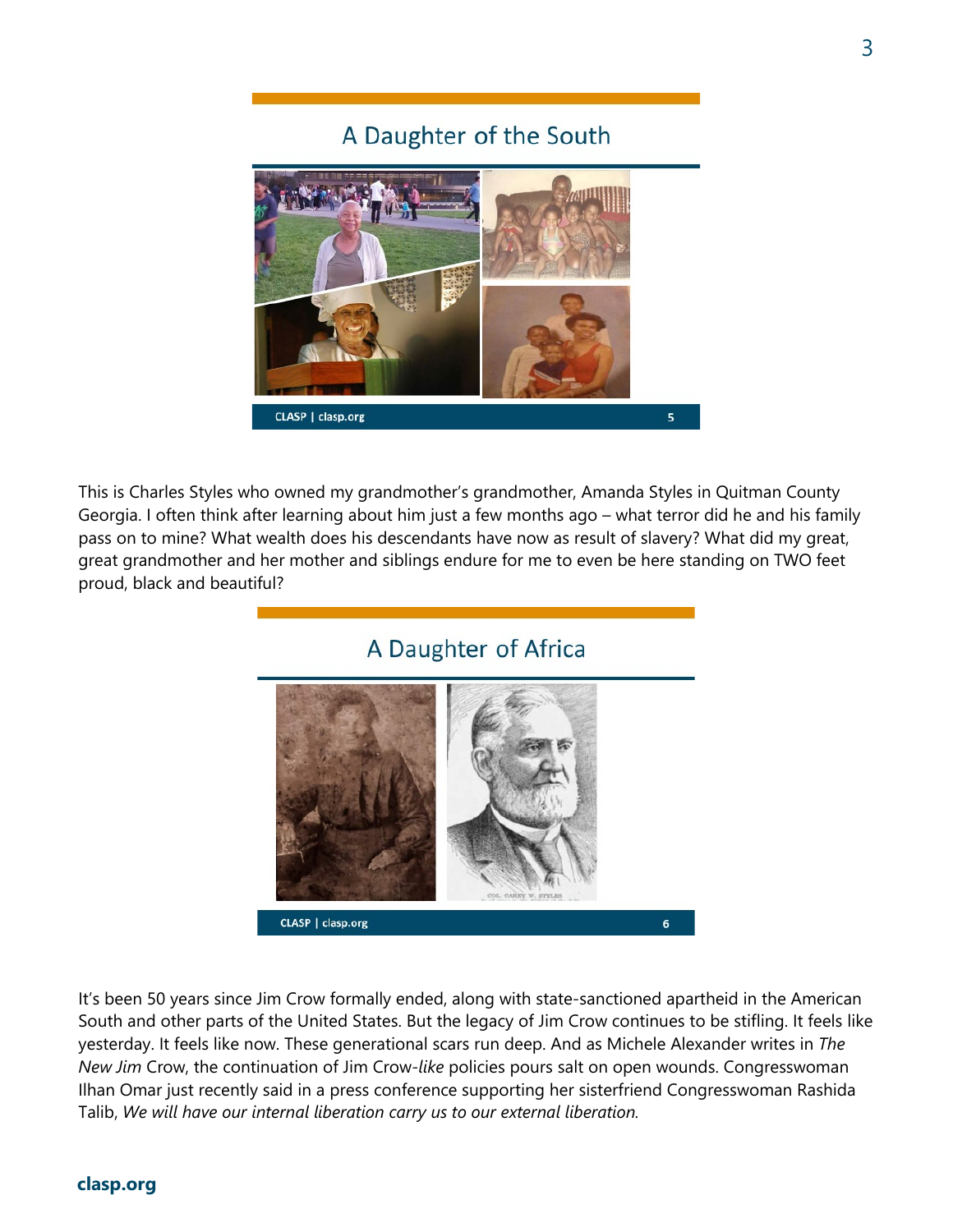## A Daughter of the South

CLASP | clasp.org

This is Charles Styles who owned my grandmother's grandmother, Amanda Styles in Quitman County Georgia. I often think after learning about him just a few months ago – what terror did he and his family pass on to mine? What wealth does his descendants have now as result of slavery? What did my great, great grandmother and her mother and siblings endure for me to even be here standing on TWO feet proud, black and beautiful?

## A Daughter of Africa

COL. CAREY W. STYLES

CLASP | clasp.org

It's been 50 years since Jim Crow formally ended, along with state-sanctioned apartheid in the American South and other parts of the United States. But the legacy of Jim Crow continues to be stifling. It feels like yesterday. It feels like now. These generational scars run deep. And as Michele Alexander writes in *The New Jim* Crow, the continuation of Jim Crow-*like* policies pours salt on open wounds. Congresswoman Ilhan Omar just recently said in a press conference supporting her sisterfriend Congresswoman Rashida Talib, *We will have our internal liberation carry us to our external liberation.*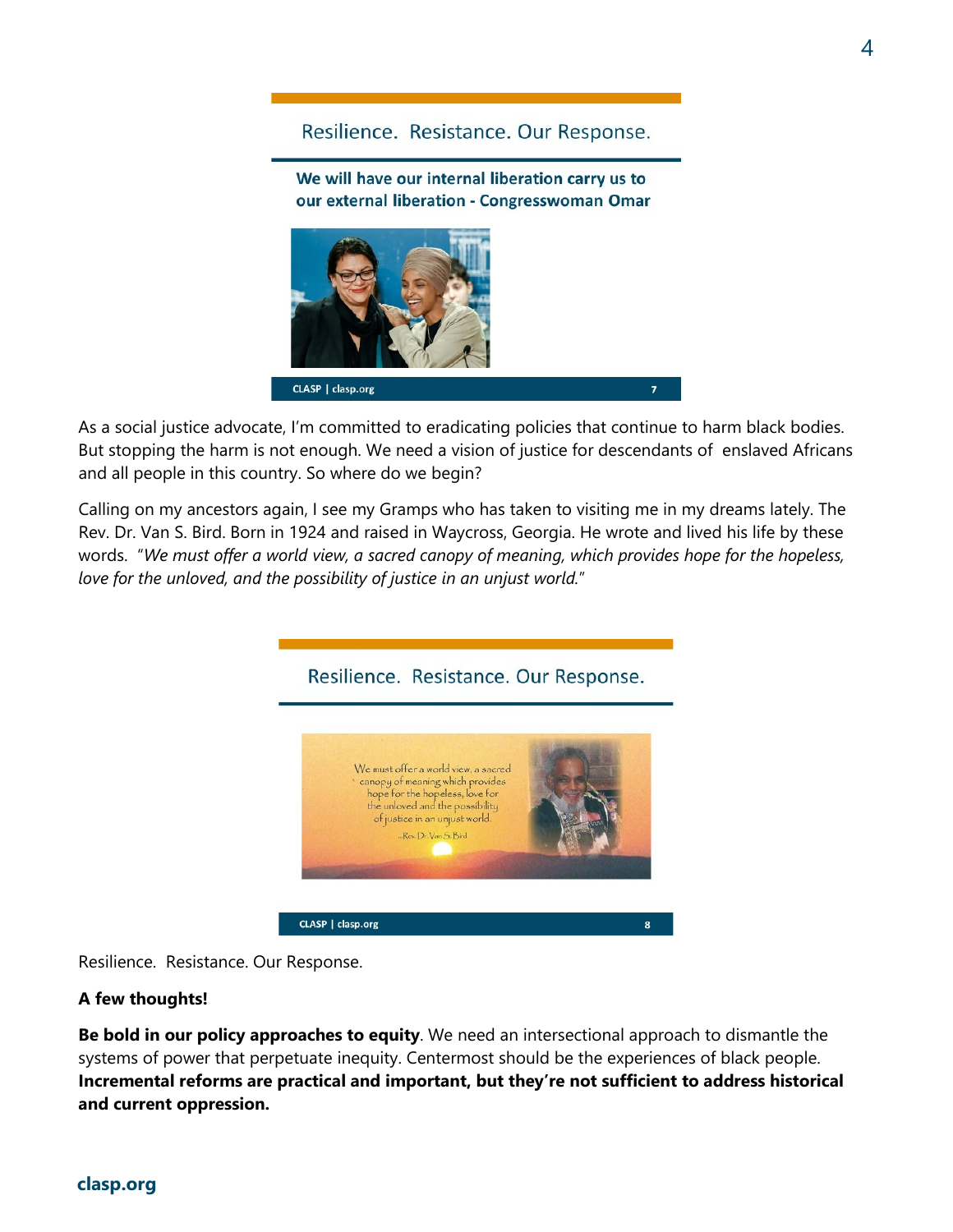Resilience. Resistance. Our Response.

**We will have our internal liberation carry us to our external liberation - Congresswoman Omar**

As a social justice advocate, I'm committed to eradicating policies that continue to harm black bodies. But stopping the harm is not enough. We need a vision of justice for descendants of enslaved Africans and all people in this country. So where do we begin?

Calling on my ancestors again, I see my Gramps who has taken to visiting me in my dreams lately. The Rev. Dr. Van S. Bird. Born in 1924 and raised in Waycross, Georgia. He wrote and lived his life by these words. "*We must offer a world view, a sacred canopy of meaning, which provides hope for the hopeless, love for the unloved, and the possibility of justice in an unjust world.*"

Resilience. Resistance. Our Response.

We must offer a world view, a sacred canopy of meaning which provides hope for the hopeless, love for the unloved and the possibility of justice in an unjust world.

...Rev. Dr. Van S. Bird

Resilience. Resistance. Our Response.

**A few thoughts!**

**Be bold in our policy approaches to equity**. We need an intersectional approach to dismantle the systems of power that perpetuate inequity. Centermost should be the experiences of black people. **Incremental reforms are practical and important, but they're not sufficient to address historical and current oppression.**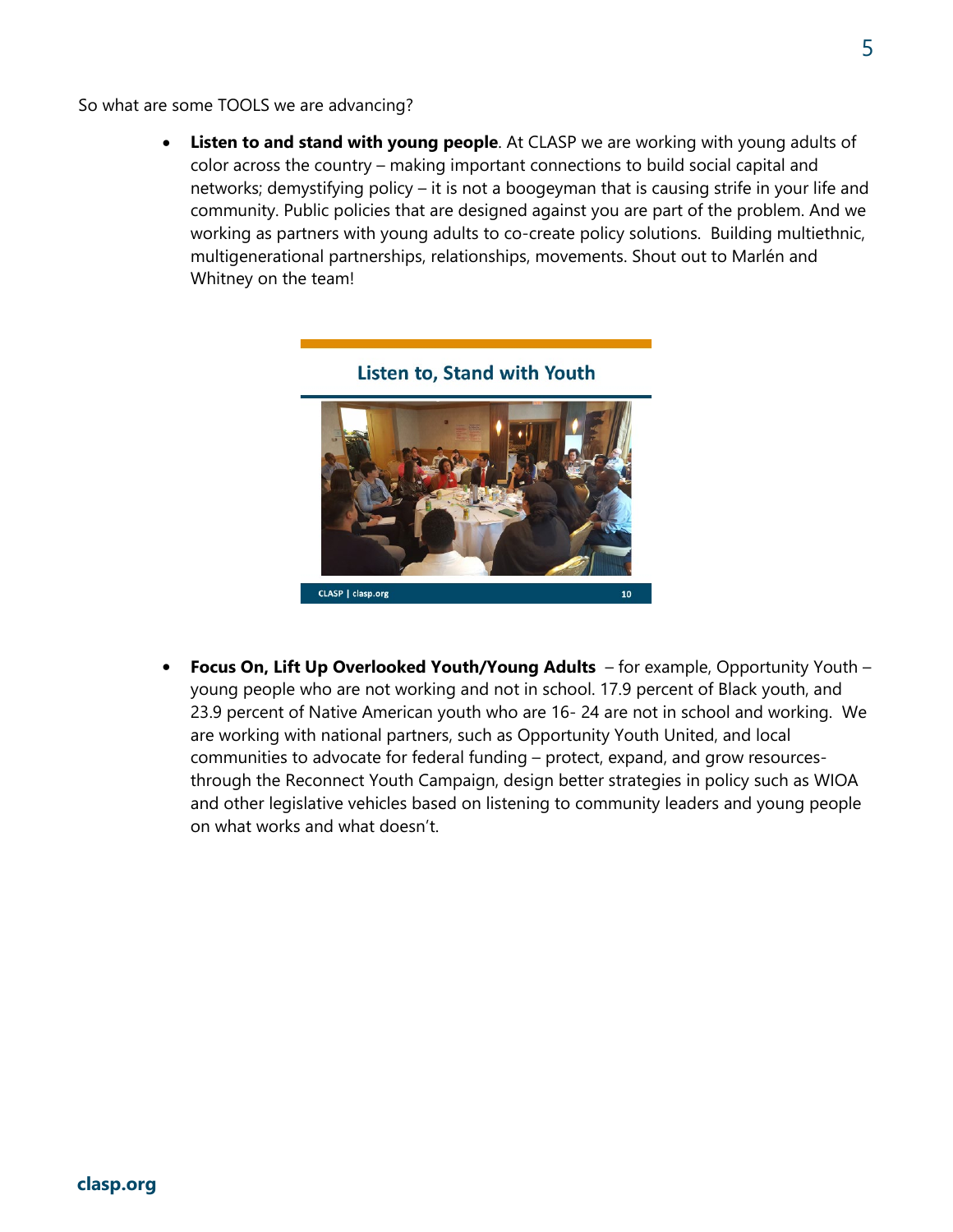So what are some TOOLS we are advancing?

- **Listen to and stand with young people**. At CLASP we are working with young adults of color across the country – making important connections to build social capital and networks; demystifying policy – it is not a boogeyman that is causing strife in your life and community. Public policies that are designed against you are part of the problem. And we working as partners with young adults to co-create policy solutions. Building multiethnic, multigenerational partnerships, relationships, movements. Shout out to Marlén and Whitney on the team!

Listen to, Stand with Youth

CLASP | clasp.org 10

- **Focus On, Lift Up Overlooked Youth/Young Adults** – for example, Opportunity Youth – young people who are not working and not in school. 17.9 percent of Black youth, and 23.9 percent of Native American youth who are 16- 24 are not in school and working. We are working with national partners, such as Opportunity Youth United, and local communities to advocate for federal funding – protect, expand, and grow resources- through the Reconnect Youth Campaign, design better strategies in policy such as WIOA and other legislative vehicles based on listening to community leaders and young people on what works and what doesn't.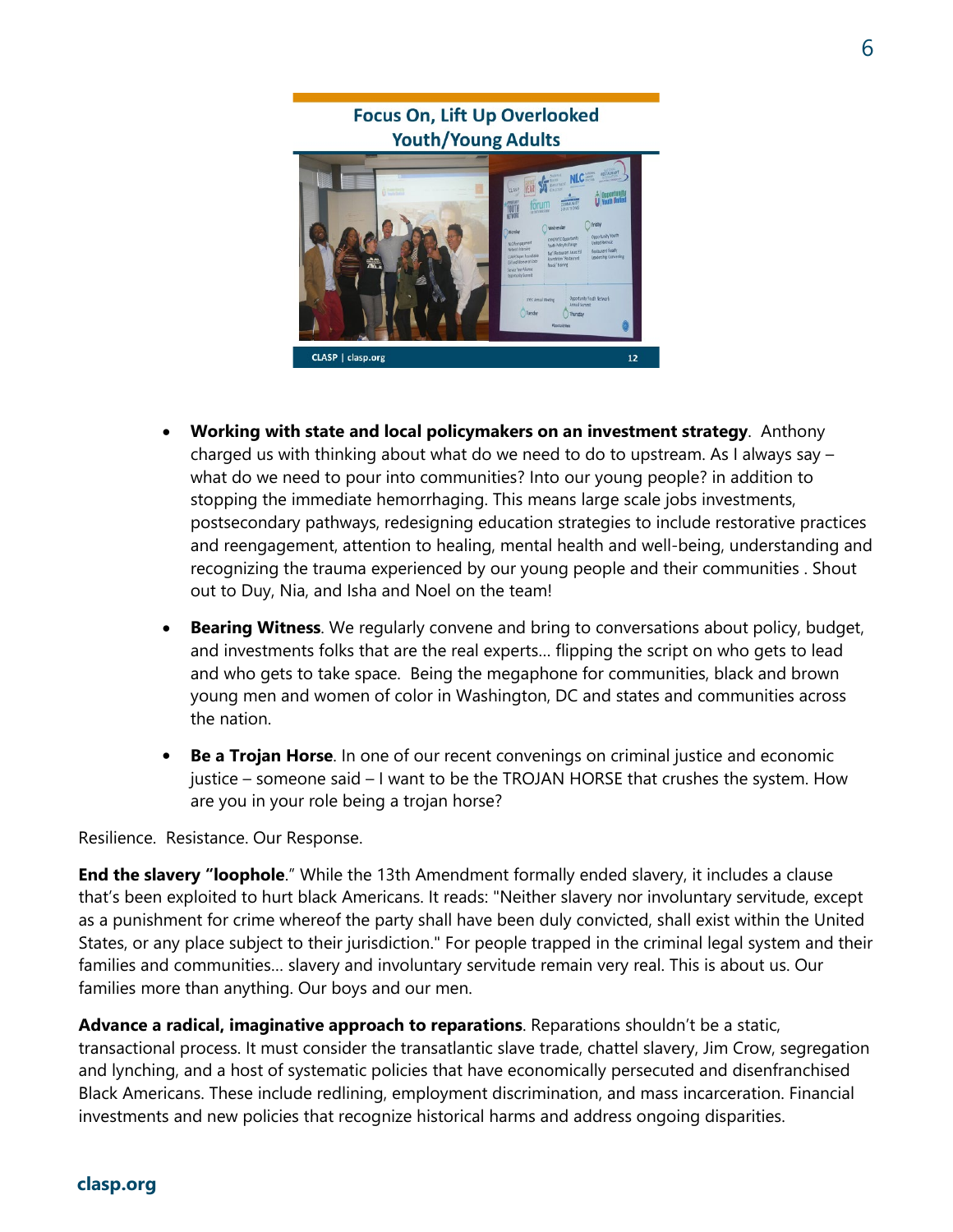- **Working with state and local policymakers on an investment strategy**. Anthony charged us with thinking about what do we need to do to upstream. As I always say – what do we need to pour into communities? Into our young people? in addition to stopping the immediate hemorrhaging. This means large scale jobs investments, postsecondary pathways, redesigning education strategies to include restorative practices and reengagement, attention to healing, mental health and well-being, understanding and recognizing the trauma experienced by our young people and their communities . Shout out to Duy, Nia, and Isha and Noel on the team!

- **Bearing Witness**. We regularly convene and bring to conversations about policy, budget, and investments folks that are the real experts… flipping the script on who gets to lead and who gets to take space. Being the megaphone for communities, black and brown young men and women of color in Washington, DC and states and communities across the nation.

- **Be a Trojan Horse**. In one of our recent convenings on criminal justice and economic justice – someone said – I want to be the TROJAN HORSE that crushes the system. How are you in your role being a trojan horse?

Resilience. Resistance. Our Response.

**End the slavery "loophole**." While the 13th Amendment formally ended slavery, it includes a clause that's been exploited to hurt black Americans. It reads: "Neither slavery nor involuntary servitude, except as a punishment for crime whereof the party shall have been duly convicted, shall exist within the United States, or any place subject to their jurisdiction." For people trapped in the criminal legal system and their families and communities… slavery and involuntary servitude remain very real. This is about us. Our families more than anything. Our boys and our men.

**Advance a radical, imaginative approach to reparations**. Reparations shouldn't be a static, transactional process. It must consider the transatlantic slave trade, chattel slavery, Jim Crow, segregation and lynching, and a host of systematic policies that have economically persecuted and disenfranchised Black Americans. These include redlining, employment discrimination, and mass incarceration. Financial investments and new policies that recognize historical harms and address ongoing disparities.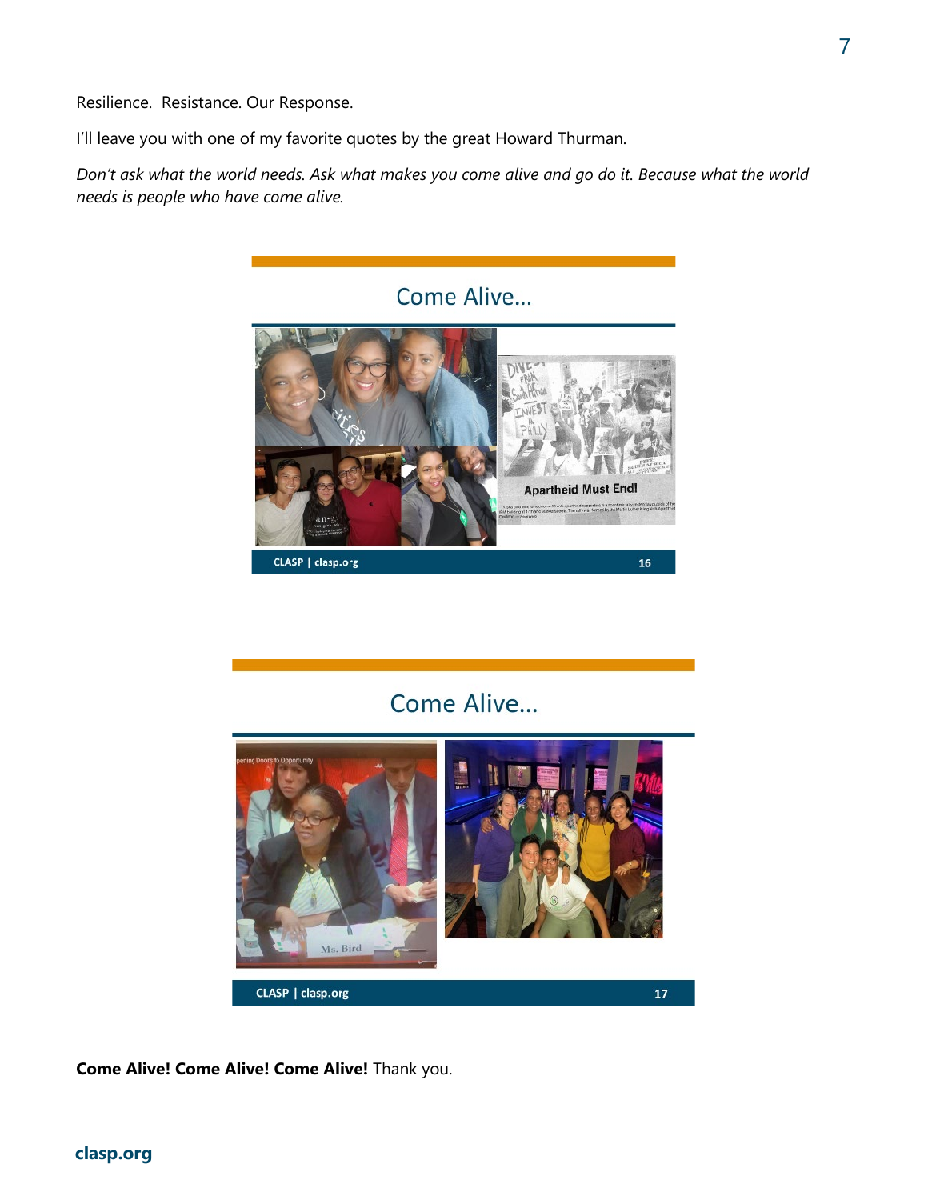Resilience. Resistance. Our Response.

I'll leave you with one of my favorite quotes by the great Howard Thurman.

*Don't ask what the world needs. Ask what makes you come alive and go do it. Because what the world needs is people who have come alive.*

Come Alive…

Apartheid Must End!

CLASP | clasp.org

16

Come Alive…

CLASP | clasp.org

17

**Come Alive! Come Alive! Come Alive!** Thank you.